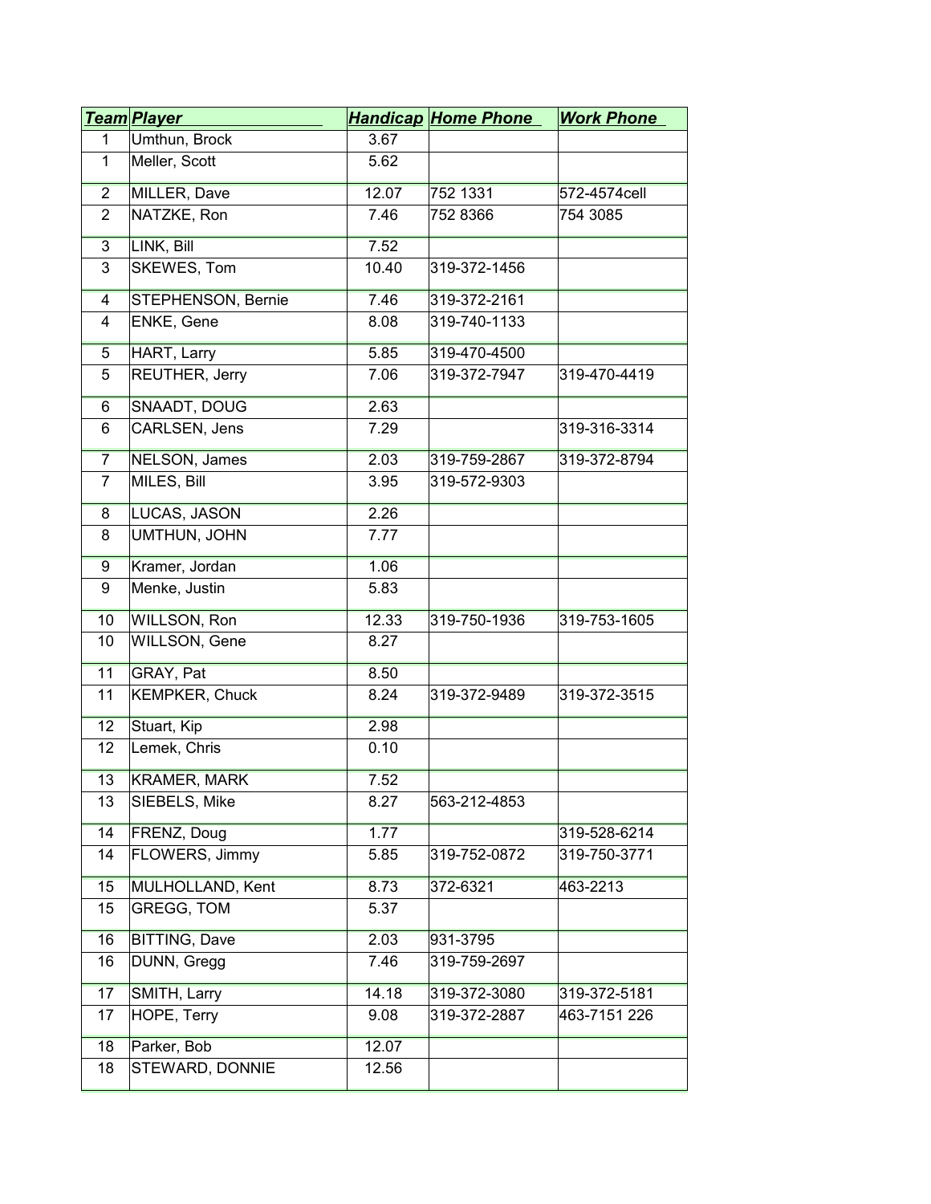| ***Team*** | ***Player*** | ***Handicap*** | ***Home Phone*** | ***Work Phone*** |
|---|---|---|---|---|
| 1 | Umthun, Brock | 3.67 | | |
| 1 | Meller, Scott | 5.62 | | |
| 2 | MILLER, Dave | 12.07 | 752 1331 | 572-4574cell |
| 2 | NATZKE, Ron | 7.46 | 752 8366 | 754 3085 |
| 3 | LINK, Bill | 7.52 | | |
| 3 | SKEWES, Tom | 10.40 | 319-372-1456 | |
| 4 | STEPHENSON, Bernie | 7.46 | 319-372-2161 | |
| 4 | ENKE, Gene | 8.08 | 319-740-1133 | |
| 5 | HART, Larry | 5.85 | 319-470-4500 | |
| 5 | REUTHER, Jerry | 7.06 | 319-372-7947 | 319-470-4419 |
| 6 | SNAADT, DOUG | 2.63 | | |
| 6 | CARLSEN, Jens | 7.29 | | 319-316-3314 |
| 7 | NELSON, James | 2.03 | 319-759-2867 | 319-372-8794 |
| 7 | MILES, Bill | 3.95 | 319-572-9303 | |
| 8 | LUCAS, JASON | 2.26 | | |
| 8 | UMTHUN, JOHN | 7.77 | | |
| 9 | Kramer, Jordan | 1.06 | | |
| 9 | Menke, Justin | 5.83 | | |
| 10 | WILLSON, Ron | 12.33 | 319-750-1936 | 319-753-1605 |
| 10 | WILLSON, Gene | 8.27 | | |
| 11 | GRAY, Pat | 8.50 | | |
| 11 | KEMPKER, Chuck | 8.24 | 319-372-9489 | 319-372-3515 |
| 12 | Stuart, Kip | 2.98 | | |
| 12 | Lemek, Chris | 0.10 | | |
| 13 | KRAMER, MARK | 7.52 | | |
| 13 | SIEBELS, Mike | 8.27 | 563-212-4853 | |
| 14 | FRENZ, Doug | 1.77 | | 319-528-6214 |
| 14 | FLOWERS, Jimmy | 5.85 | 319-752-0872 | 319-750-3771 |
| 15 | MULHOLLAND, Kent | 8.73 | 372-6321 | 463-2213 |
| 15 | GREGG, TOM | 5.37 | | |
| 16 | BITTING, Dave | 2.03 | 931-3795 | |
| 16 | DUNN, Gregg | 7.46 | 319-759-2697 | |
| 17 | SMITH, Larry | 14.18 | 319-372-3080 | 319-372-5181 |
| 17 | HOPE, Terry | 9.08 | 319-372-2887 | 463-7151 226 |
| 18 | Parker, Bob | 12.07 | | |
| 18 | STEWARD, DONNIE | 12.56 | | |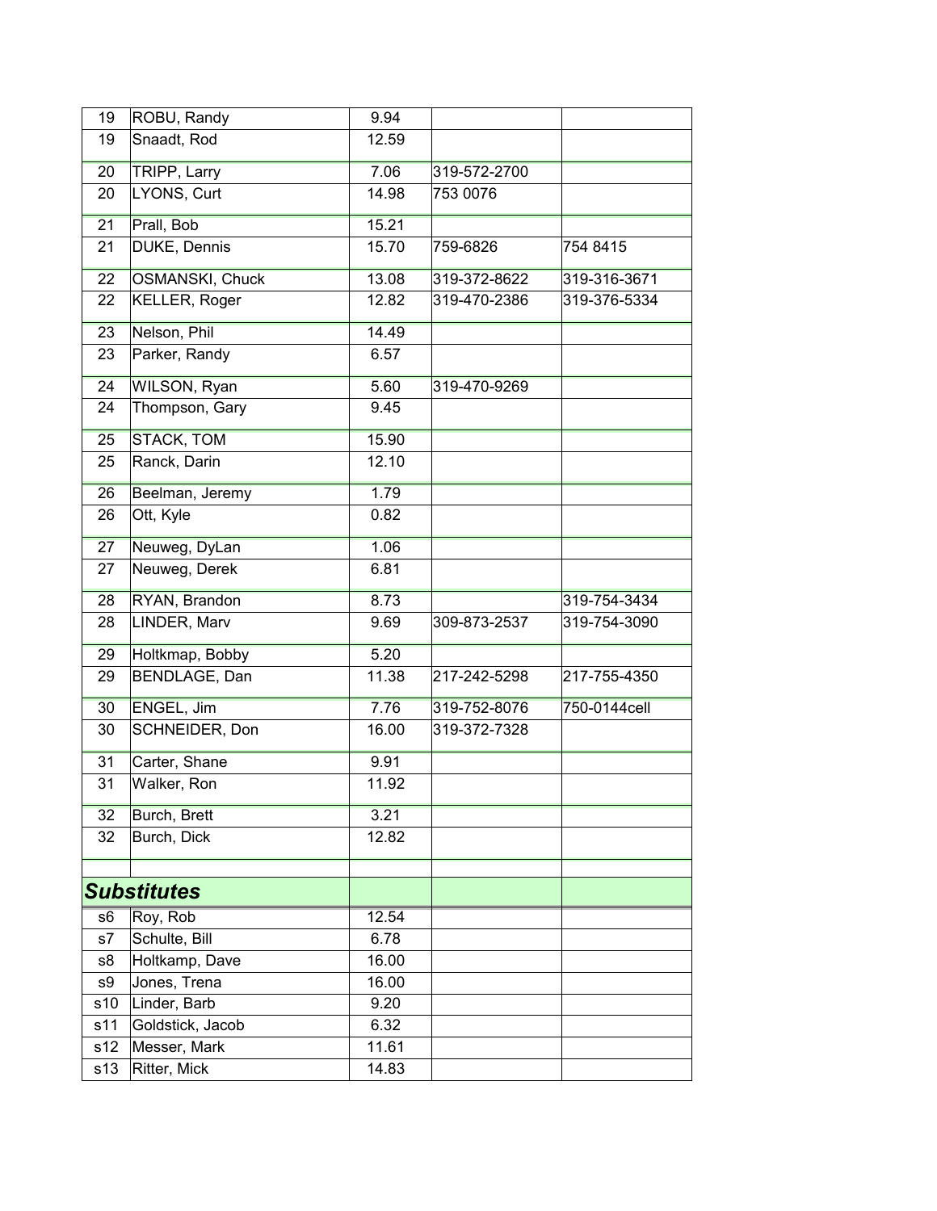| | | | | |
|---|---|---|---|---|
| 19 | ROBU, Randy | 9.94 | | |
| 19 | Snaadt, Rod | 12.59 | | |
| 20 | TRIPP, Larry | 7.06 | 319-572-2700 | |
| 20 | LYONS, Curt | 14.98 | 753 0076 | |
| 21 | Prall, Bob | 15.21 | | |
| 21 | DUKE, Dennis | 15.70 | 759-6826 | 754 8415 |
| 22 | OSMANSKI, Chuck | 13.08 | 319-372-8622 | 319-316-3671 |
| 22 | KELLER, Roger | 12.82 | 319-470-2386 | 319-376-5334 |
| 23 | Nelson, Phil | 14.49 | | |
| 23 | Parker, Randy | 6.57 | | |
| 24 | WILSON, Ryan | 5.60 | 319-470-9269 | |
| 24 | Thompson, Gary | 9.45 | | |
| 25 | STACK, TOM | 15.90 | | |
| 25 | Ranck, Darin | 12.10 | | |
| 26 | Beelman, Jeremy | 1.79 | | |
| 26 | Ott, Kyle | 0.82 | | |
| 27 | Neuweg, DyLan | 1.06 | | |
| 27 | Neuweg, Derek | 6.81 | | |
| 28 | RYAN, Brandon | 8.73 | | 319-754-3434 |
| 28 | LINDER, Marv | 9.69 | 309-873-2537 | 319-754-3090 |
| 29 | Holtkmap, Bobby | 5.20 | | |
| 29 | BENDLAGE, Dan | 11.38 | 217-242-5298 | 217-755-4350 |
| 30 | ENGEL, Jim | 7.76 | 319-752-8076 | 750-0144cell |
| 30 | SCHNEIDER, Don | 16.00 | 319-372-7328 | |
| 31 | Carter, Shane | 9.91 | | |
| 31 | Walker, Ron | 11.92 | | |
| 32 | Burch, Brett | 3.21 | | |
| 32 | Burch, Dick | 12.82 | | |
| | | | | |
| ***Substitutes*** | | | | |
| s6 | Roy, Rob | 12.54 | | |
| s7 | Schulte, Bill | 6.78 | | |
| s8 | Holtkamp, Dave | 16.00 | | |
| s9 | Jones, Trena | 16.00 | | |
| s10 | Linder, Barb | 9.20 | | |
| s11 | Goldstick, Jacob | 6.32 | | |
| s12 | Messer, Mark | 11.61 | | |
| s13 | Ritter, Mick | 14.83 | | |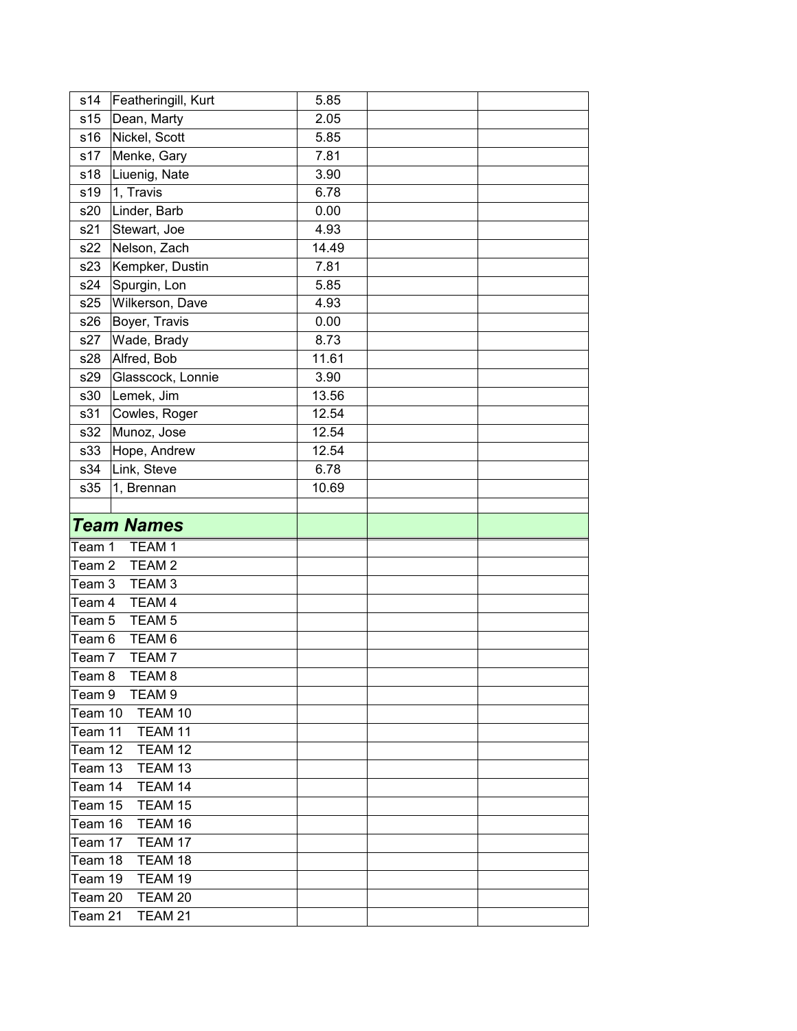| | | | | |
|---|---|---|---|---|
| s14 | Featheringill, Kurt | 5.85 | | |
| s15 | Dean, Marty | 2.05 | | |
| s16 | Nickel, Scott | 5.85 | | |
| s17 | Menke, Gary | 7.81 | | |
| s18 | Liuenig, Nate | 3.90 | | |
| s19 | 1, Travis | 6.78 | | |
| s20 | Linder, Barb | 0.00 | | |
| s21 | Stewart, Joe | 4.93 | | |
| s22 | Nelson, Zach | 14.49 | | |
| s23 | Kempker, Dustin | 7.81 | | |
| s24 | Spurgin, Lon | 5.85 | | |
| s25 | Wilkerson, Dave | 4.93 | | |
| s26 | Boyer, Travis | 0.00 | | |
| s27 | Wade, Brady | 8.73 | | |
| s28 | Alfred, Bob | 11.61 | | |
| s29 | Glasscock, Lonnie | 3.90 | | |
| s30 | Lemek, Jim | 13.56 | | |
| s31 | Cowles, Roger | 12.54 | | |
| s32 | Munoz, Jose | 12.54 | | |
| s33 | Hope, Andrew | 12.54 | | |
| s34 | Link, Steve | 6.78 | | |
| s35 | 1, Brennan | 10.69 | | |
| | | | | |

| ***Team Names*** | | | | |
|---|---|---|---|---|
| Team 1 | TEAM 1 | | | |
| Team 2 | TEAM 2 | | | |
| Team 3 | TEAM 3 | | | |
| Team 4 | TEAM 4 | | | |
| Team 5 | TEAM 5 | | | |
| Team 6 | TEAM 6 | | | |
| Team 7 | TEAM 7 | | | |
| Team 8 | TEAM 8 | | | |
| Team 9 | TEAM 9 | | | |
| Team 10 | TEAM 10 | | | |
| Team 11 | TEAM 11 | | | |
| Team 12 | TEAM 12 | | | |
| Team 13 | TEAM 13 | | | |
| Team 14 | TEAM 14 | | | |
| Team 15 | TEAM 15 | | | |
| Team 16 | TEAM 16 | | | |
| Team 17 | TEAM 17 | | | |
| Team 18 | TEAM 18 | | | |
| Team 19 | TEAM 19 | | | |
| Team 20 | TEAM 20 | | | |
| Team 21 | TEAM 21 | | | |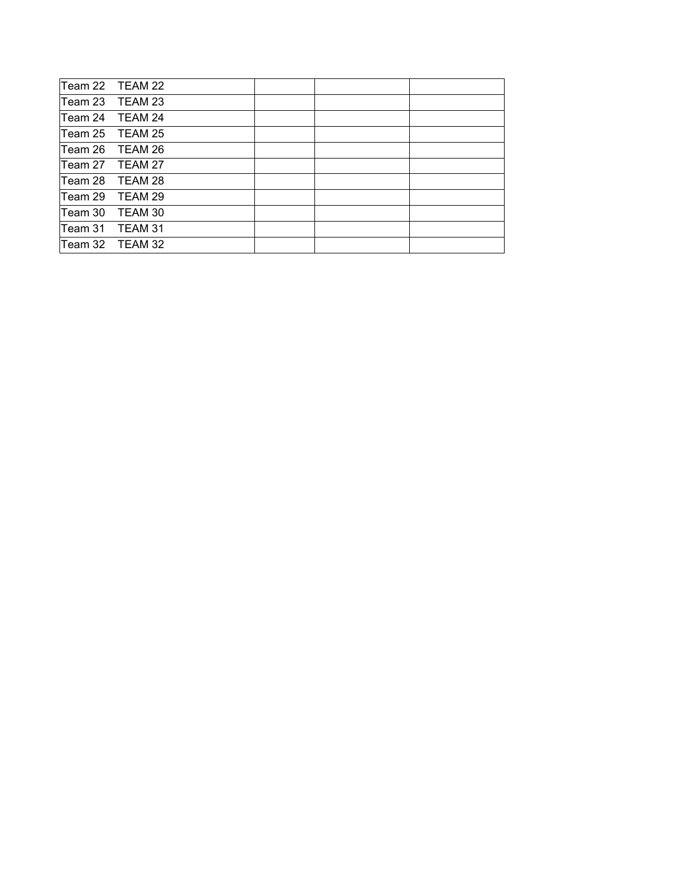| | | | | |
|---|---|---|---|---|
| Team 22 | TEAM 22 | | | |
| Team 23 | TEAM 23 | | | |
| Team 24 | TEAM 24 | | | |
| Team 25 | TEAM 25 | | | |
| Team 26 | TEAM 26 | | | |
| Team 27 | TEAM 27 | | | |
| Team 28 | TEAM 28 | | | |
| Team 29 | TEAM 29 | | | |
| Team 30 | TEAM 30 | | | |
| Team 31 | TEAM 31 | | | |
| Team 32 | TEAM 32 | | | |